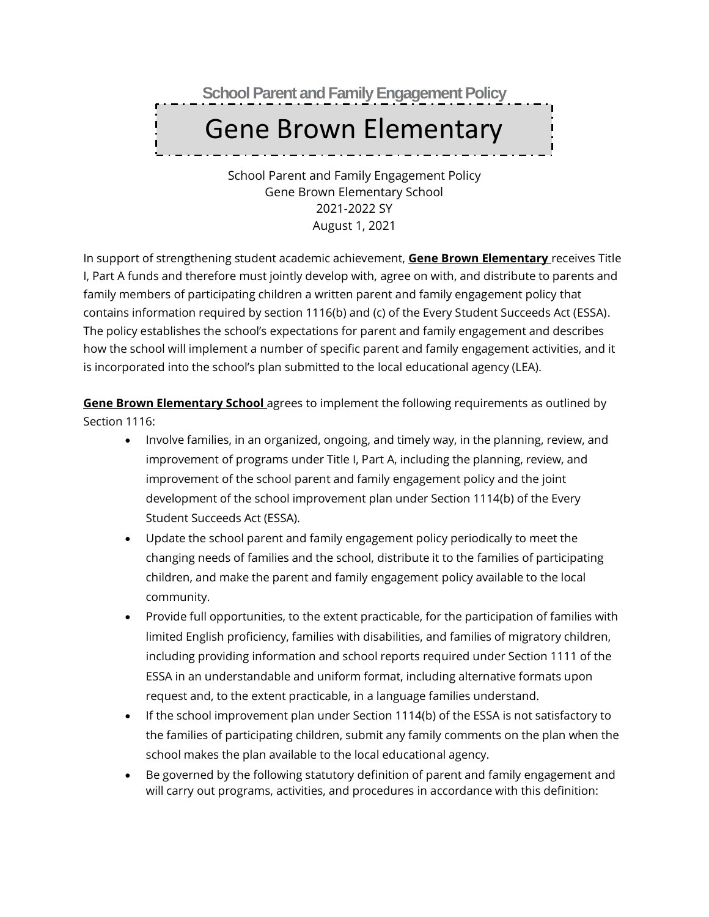**School Parent and Family Engagement Policy**

# Gene Brown Elementary

School Parent and Family Engagement Policy
Gene Brown Elementary School
2021-2022 SY
August 1, 2021

In support of strengthening student academic achievement, **Gene Brown Elementary** receives Title I, Part A funds and therefore must jointly develop with, agree on with, and distribute to parents and family members of participating children a written parent and family engagement policy that contains information required by section 1116(b) and (c) of the Every Student Succeeds Act (ESSA). The policy establishes the school's expectations for parent and family engagement and describes how the school will implement a number of specific parent and family engagement activities, and it is incorporated into the school's plan submitted to the local educational agency (LEA).

**Gene Brown Elementary School** agrees to implement the following requirements as outlined by Section 1116:

- Involve families, in an organized, ongoing, and timely way, in the planning, review, and improvement of programs under Title I, Part A, including the planning, review, and improvement of the school parent and family engagement policy and the joint development of the school improvement plan under Section 1114(b) of the Every Student Succeeds Act (ESSA).
- Update the school parent and family engagement policy periodically to meet the changing needs of families and the school, distribute it to the families of participating children, and make the parent and family engagement policy available to the local community.
- Provide full opportunities, to the extent practicable, for the participation of families with limited English proficiency, families with disabilities, and families of migratory children, including providing information and school reports required under Section 1111 of the ESSA in an understandable and uniform format, including alternative formats upon request and, to the extent practicable, in a language families understand.
- If the school improvement plan under Section 1114(b) of the ESSA is not satisfactory to the families of participating children, submit any family comments on the plan when the school makes the plan available to the local educational agency.
- Be governed by the following statutory definition of parent and family engagement and will carry out programs, activities, and procedures in accordance with this definition: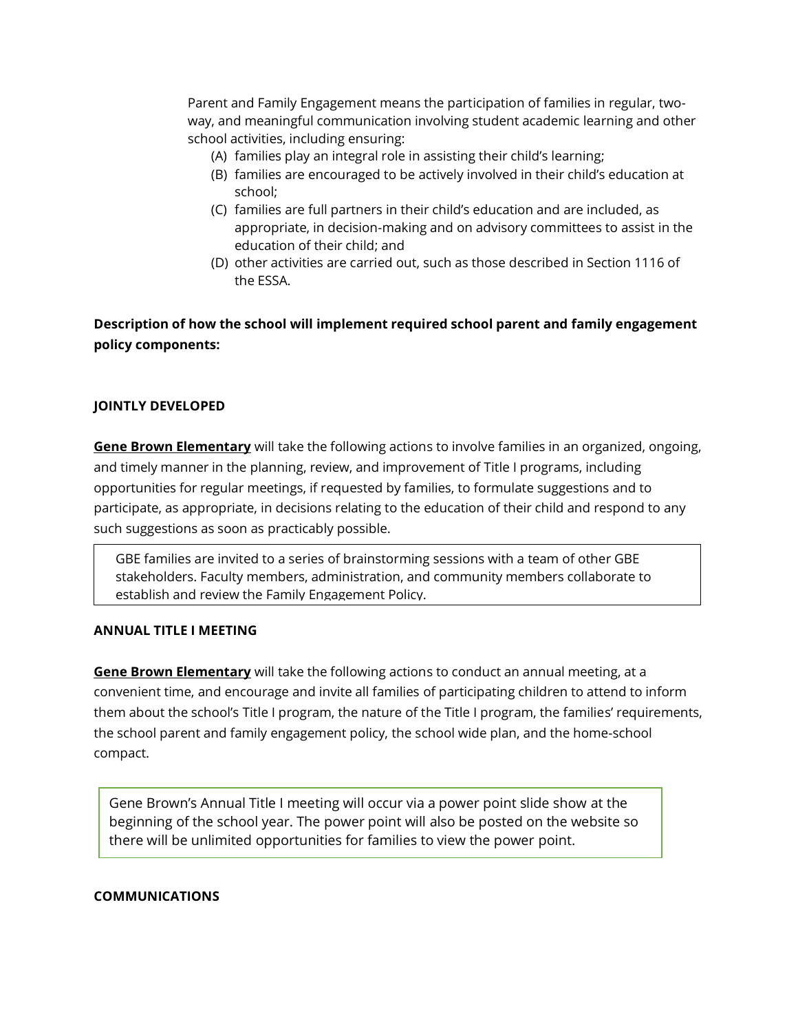Parent and Family Engagement means the participation of families in regular, two-way, and meaningful communication involving student academic learning and other school activities, including ensuring:

(A) families play an integral role in assisting their child's learning;
(B) families are encouraged to be actively involved in their child's education at school;
(C) families are full partners in their child's education and are included, as appropriate, in decision-making and on advisory committees to assist in the education of their child; and
(D) other activities are carried out, such as those described in Section 1116 of the ESSA.

**Description of how the school will implement required school parent and family engagement policy components:**

**JOINTLY DEVELOPED**

**Gene Brown Elementary** will take the following actions to involve families in an organized, ongoing, and timely manner in the planning, review, and improvement of Title I programs, including opportunities for regular meetings, if requested by families, to formulate suggestions and to participate, as appropriate, in decisions relating to the education of their child and respond to any such suggestions as soon as practicably possible.

GBE families are invited to a series of brainstorming sessions with a team of other GBE stakeholders. Faculty members, administration, and community members collaborate to establish and review the Family Engagement Policy.

**ANNUAL TITLE I MEETING**

**Gene Brown Elementary** will take the following actions to conduct an annual meeting, at a convenient time, and encourage and invite all families of participating children to attend to inform them about the school's Title I program, the nature of the Title I program, the families' requirements, the school parent and family engagement policy, the school wide plan, and the home-school compact.

Gene Brown's Annual Title I meeting will occur via a power point slide show at the beginning of the school year. The power point will also be posted on the website so there will be unlimited opportunities for families to view the power point.

**COMMUNICATIONS**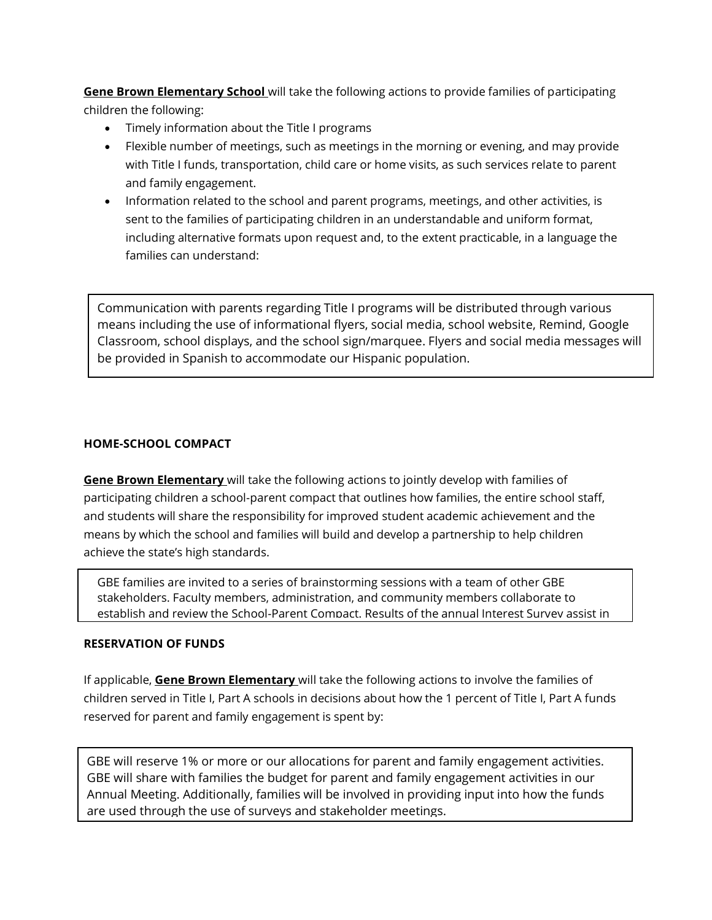**Gene Brown Elementary School** will take the following actions to provide families of participating children the following:

- Timely information about the Title I programs
- Flexible number of meetings, such as meetings in the morning or evening, and may provide with Title I funds, transportation, child care or home visits, as such services relate to parent and family engagement.
- Information related to the school and parent programs, meetings, and other activities, is sent to the families of participating children in an understandable and uniform format, including alternative formats upon request and, to the extent practicable, in a language the families can understand:

> Communication with parents regarding Title I programs will be distributed through various means including the use of informational flyers, social media, school website, Remind, Google Classroom, school displays, and the school sign/marquee. Flyers and social media messages will be provided in Spanish to accommodate our Hispanic population.

**HOME-SCHOOL COMPACT**

**Gene Brown Elementary** will take the following actions to jointly develop with families of participating children a school-parent compact that outlines how families, the entire school staff, and students will share the responsibility for improved student academic achievement and the means by which the school and families will build and develop a partnership to help children achieve the state's high standards.

> GBE families are invited to a series of brainstorming sessions with a team of other GBE stakeholders. Faculty members, administration, and community members collaborate to establish and review the School-Parent Compact. Results of the annual Interest Survey assist in

**RESERVATION OF FUNDS**

If applicable, **Gene Brown Elementary** will take the following actions to involve the families of children served in Title I, Part A schools in decisions about how the 1 percent of Title I, Part A funds reserved for parent and family engagement is spent by:

> GBE will reserve 1% or more or our allocations for parent and family engagement activities. GBE will share with families the budget for parent and family engagement activities in our Annual Meeting. Additionally, families will be involved in providing input into how the funds are used through the use of surveys and stakeholder meetings.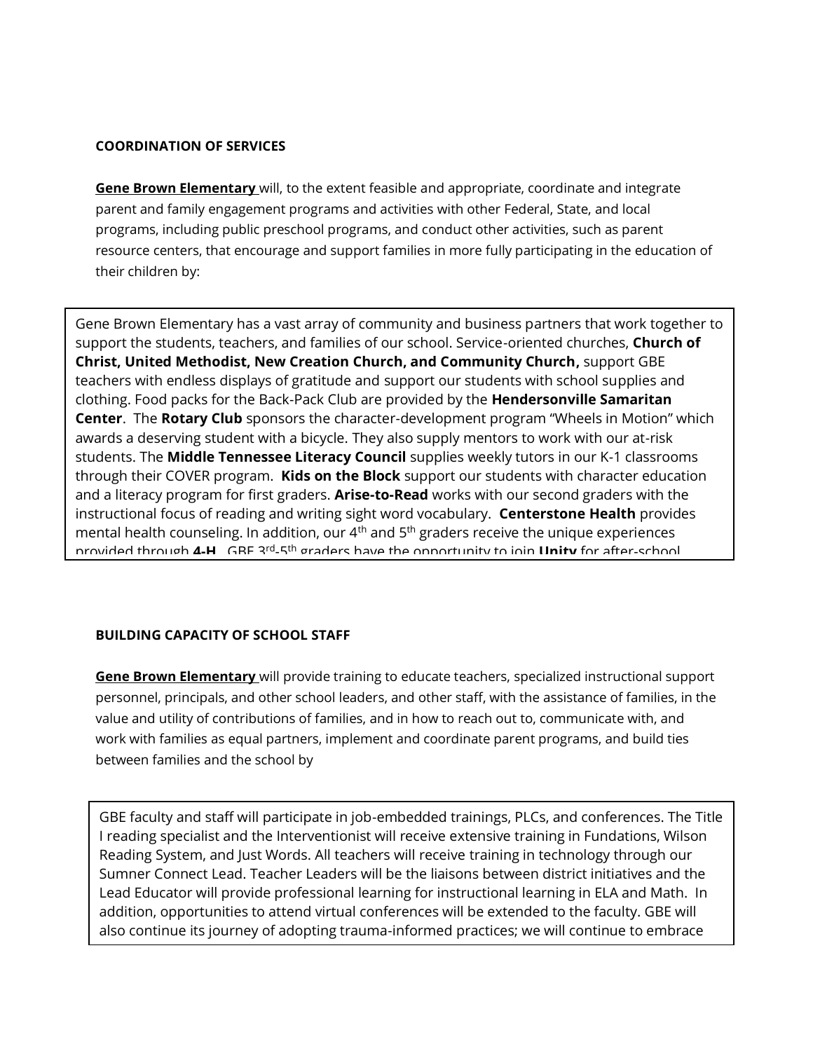**COORDINATION OF SERVICES**

**Gene Brown Elementary** will, to the extent feasible and appropriate, coordinate and integrate parent and family engagement programs and activities with other Federal, State, and local programs, including public preschool programs, and conduct other activities, such as parent resource centers, that encourage and support families in more fully participating in the education of their children by:

Gene Brown Elementary has a vast array of community and business partners that work together to support the students, teachers, and families of our school. Service-oriented churches, **Church of Christ, United Methodist, New Creation Church, and Community Church,** support GBE teachers with endless displays of gratitude and support our students with school supplies and clothing. Food packs for the Back-Pack Club are provided by the **Hendersonville Samaritan Center**. The **Rotary Club** sponsors the character-development program "Wheels in Motion" which awards a deserving student with a bicycle. They also supply mentors to work with our at-risk students. The **Middle Tennessee Literacy Council** supplies weekly tutors in our K-1 classrooms through their COVER program. **Kids on the Block** support our students with character education and a literacy program for first graders. **Arise-to-Read** works with our second graders with the instructional focus of reading and writing sight word vocabulary. **Centerstone Health** provides mental health counseling. In addition, our 4th and 5th graders receive the unique experiences provided through **4-H**. GBE 3rd-5th graders have the opportunity to join **Unity** for after-school

**BUILDING CAPACITY OF SCHOOL STAFF**

**Gene Brown Elementary** will provide training to educate teachers, specialized instructional support personnel, principals, and other school leaders, and other staff, with the assistance of families, in the value and utility of contributions of families, and in how to reach out to, communicate with, and work with families as equal partners, implement and coordinate parent programs, and build ties between families and the school by

GBE faculty and staff will participate in job-embedded trainings, PLCs, and conferences. The Title I reading specialist and the Interventionist will receive extensive training in Fundations, Wilson Reading System, and Just Words. All teachers will receive training in technology through our Sumner Connect Lead. Teacher Leaders will be the liaisons between district initiatives and the Lead Educator will provide professional learning for instructional learning in ELA and Math. In addition, opportunities to attend virtual conferences will be extended to the faculty. GBE will also continue its journey of adopting trauma-informed practices; we will continue to embrace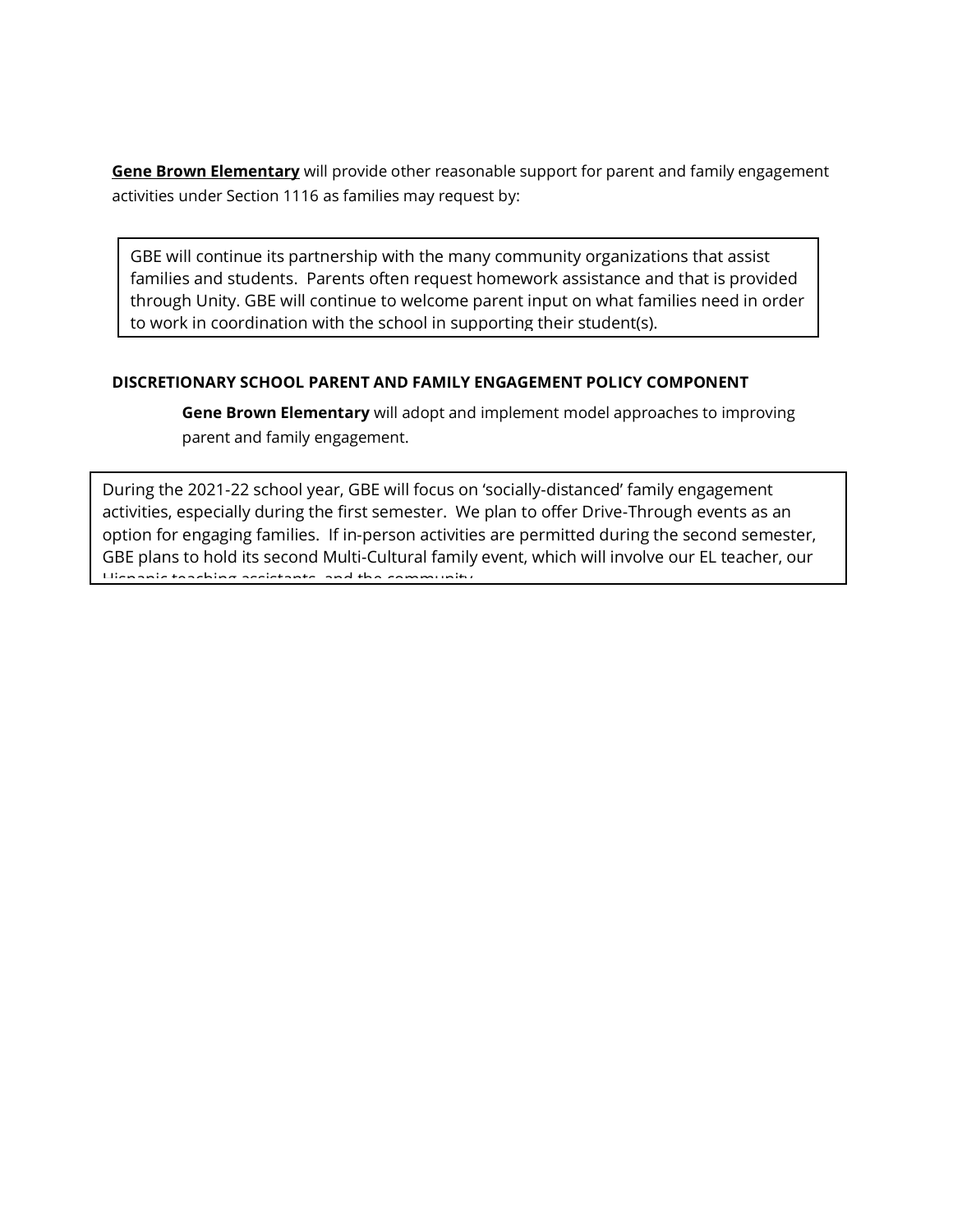**Gene Brown Elementary** will provide other reasonable support for parent and family engagement activities under Section 1116 as families may request by:

GBE will continue its partnership with the many community organizations that assist families and students. Parents often request homework assistance and that is provided through Unity. GBE will continue to welcome parent input on what families need in order to work in coordination with the school in supporting their student(s).

**DISCRETIONARY SCHOOL PARENT AND FAMILY ENGAGEMENT POLICY COMPONENT**

**Gene Brown Elementary** will adopt and implement model approaches to improving parent and family engagement.

During the 2021-22 school year, GBE will focus on 'socially-distanced' family engagement activities, especially during the first semester. We plan to offer Drive-Through events as an option for engaging families. If in-person activities are permitted during the second semester, GBE plans to hold its second Multi-Cultural family event, which will involve our EL teacher, our Hispanic teaching assistants, and the community.